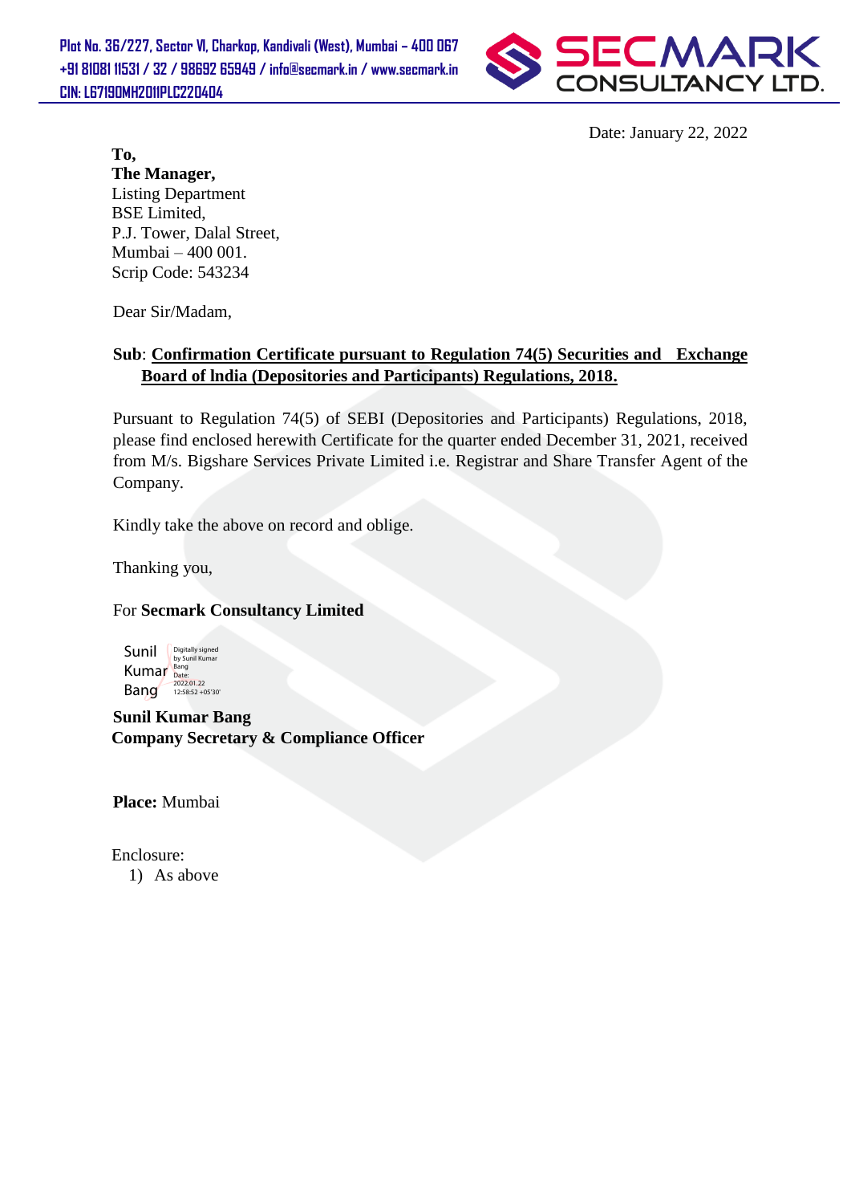**Plot No. 36/227, Sector VI, Charkop, Kandivali (West), Mumbai – 400 067**
**+91 81081 11531 / 32 / 98692 65949 / info@secmark.in / www.secmark.in**
**CIN: L67190MH2011PLC220404**

**SECMARK CONSULTANCY LTD.**

Date: January 22, 2022

**To,**
**The Manager,**
Listing Department
BSE Limited,
P.J. Tower, Dalal Street,
Mumbai – 400 001.
Scrip Code: 543234

Dear Sir/Madam,

**Sub**: **Confirmation Certificate pursuant to Regulation 74(5) Securities and Exchange Board of India (Depositories and Participants) Regulations, 2018.**

Pursuant to Regulation 74(5) of SEBI (Depositories and Participants) Regulations, 2018, please find enclosed herewith Certificate for the quarter ended December 31, 2021, received from M/s. Bigshare Services Private Limited i.e. Registrar and Share Transfer Agent of the Company.

Kindly take the above on record and oblige.

Thanking you,

For **Secmark Consultancy Limited**

Sunil Kumar Bang
Digitally signed by Sunil Kumar Bang
Date: 2022.01.22 12:58:52 +05'30'

**Sunil Kumar Bang**
**Company Secretary & Compliance Officer**

**Place:** Mumbai

Enclosure:
1) As above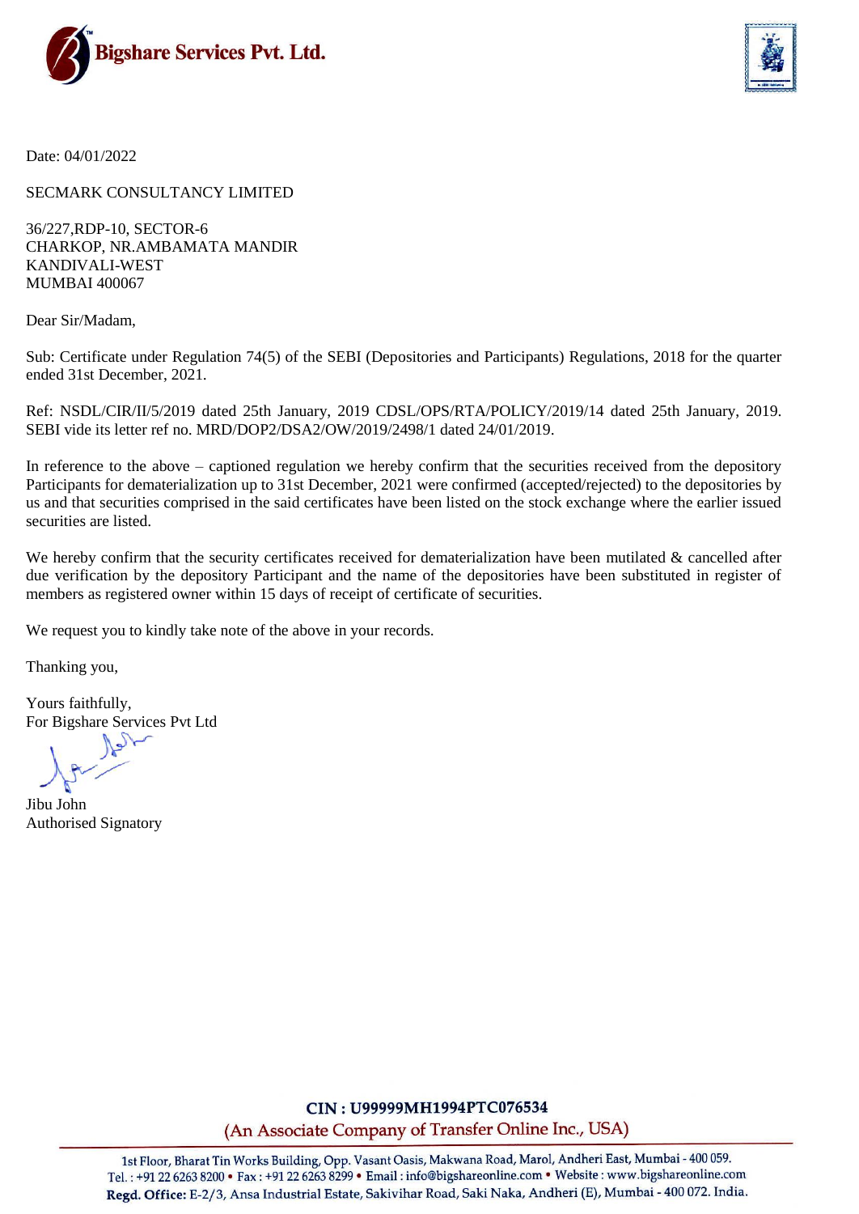**Bigshare Services Pvt. Ltd.**

Date: 04/01/2022

SECMARK CONSULTANCY LIMITED

36/227,RDP-10, SECTOR-6
CHARKOP, NR.AMBAMATA MANDIR
KANDIVALI-WEST
MUMBAI 400067

Dear Sir/Madam,

Sub: Certificate under Regulation 74(5) of the SEBI (Depositories and Participants) Regulations, 2018 for the quarter ended 31st December, 2021.

Ref: NSDL/CIR/II/5/2019 dated 25th January, 2019 CDSL/OPS/RTA/POLICY/2019/14 dated 25th January, 2019. SEBI vide its letter ref no. MRD/DOP2/DSA2/OW/2019/2498/1 dated 24/01/2019.

In reference to the above – captioned regulation we hereby confirm that the securities received from the depository Participants for dematerialization up to 31st December, 2021 were confirmed (accepted/rejected) to the depositories by us and that securities comprised in the said certificates have been listed on the stock exchange where the earlier issued securities are listed.

We hereby confirm that the security certificates received for dematerialization have been mutilated & cancelled after due verification by the depository Participant and the name of the depositories have been substituted in register of members as registered owner within 15 days of receipt of certificate of securities.

We request you to kindly take note of the above in your records.

Thanking you,

Yours faithfully,
For Bigshare Services Pvt Ltd

Jibu John
Authorised Signatory

**CIN : U99999MH1994PTC076534**
(An Associate Company of Transfer Online Inc., USA)

1st Floor, Bharat Tin Works Building, Opp. Vasant Oasis, Makwana Road, Marol, Andheri East, Mumbai - 400 059.
Tel. : +91 22 6263 8200 • Fax : +91 22 6263 8299 • Email : info@bigshareonline.com • Website : www.bigshareonline.com
**Regd. Office:** E-2/3, Ansa Industrial Estate, Sakivihar Road, Saki Naka, Andheri (E), Mumbai - 400 072. India.